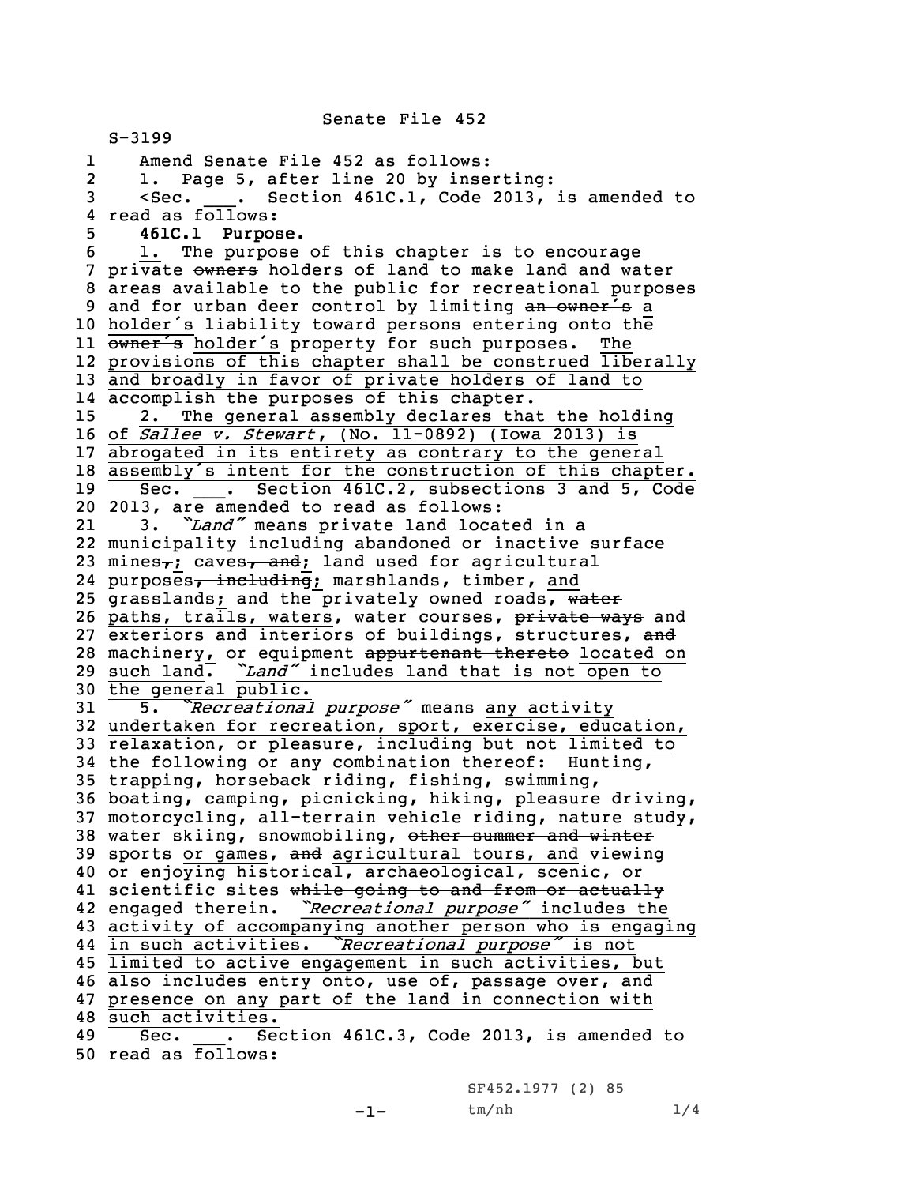Senate File 452

S-3199

1 Amend Senate File 452 as follows:
2 1. Page 5, after line 20 by inserting:
3 <Sec. ___. Section 461C.1, Code 2013, is amended to
4 read as follows:
5 **461C.1 Purpose.**
6 1. The purpose of this chapter is to encourage
7 private ~~owners~~ holders of land to make land and water
8 areas available to the public for recreational purposes
9 and for urban deer control by limiting ~~an owner's~~ a
10 holder's liability toward persons entering onto the
11 ~~owner's~~ holder's property for such purposes. The
12 provisions of this chapter shall be construed liberally
13 and broadly in favor of private holders of land to
14 accomplish the purposes of this chapter.
15 2. The general assembly declares that the holding
16 of *Sallee v. Stewart*, (No. 11-0892) (Iowa 2013) is
17 abrogated in its entirety as contrary to the general
18 assembly's intent for the construction of this chapter.
19 Sec. ___. Section 461C.2, subsections 3 and 5, Code
20 2013, are amended to read as follows:
21 3. *"Land"* means private land located in a
22 municipality including abandoned or inactive surface
23 mines~~,~~; caves~~, and~~; land used for agricultural
24 purposes~~, including~~; marshlands, timber, and
25 grasslands; and the privately owned roads, ~~water~~
26 paths, trails, waters, water courses, ~~private ways~~ and
27 exteriors and interiors of buildings, structures, ~~and~~
28 machinery, or equipment ~~appurtenant thereto~~ located on
29 such land. *"Land"* includes land that is not open to
30 the general public.
31 5. *"Recreational purpose"* means any activity
32 undertaken for recreation, sport, exercise, education,
33 relaxation, or pleasure, including but not limited to
34 the following or any combination thereof: Hunting,
35 trapping, horseback riding, fishing, swimming,
36 boating, camping, picnicking, hiking, pleasure driving,
37 motorcycling, all-terrain vehicle riding, nature study,
38 water skiing, snowmobiling, ~~other summer and winter~~
39 sports or games, ~~and~~ agricultural tours, and viewing
40 or enjoying historical, archaeological, scenic, or
41 scientific sites ~~while going to and from or actually~~
42 ~~engaged therein~~. *"Recreational purpose"* includes the
43 activity of accompanying another person who is engaging
44 in such activities. *"Recreational purpose"* is not
45 limited to active engagement in such activities, but
46 also includes entry onto, use of, passage over, and
47 presence on any part of the land in connection with
48 such activities.
49 Sec. ___. Section 461C.3, Code 2013, is amended to
50 read as follows:

SF452.1977 (2) 85
tm/nh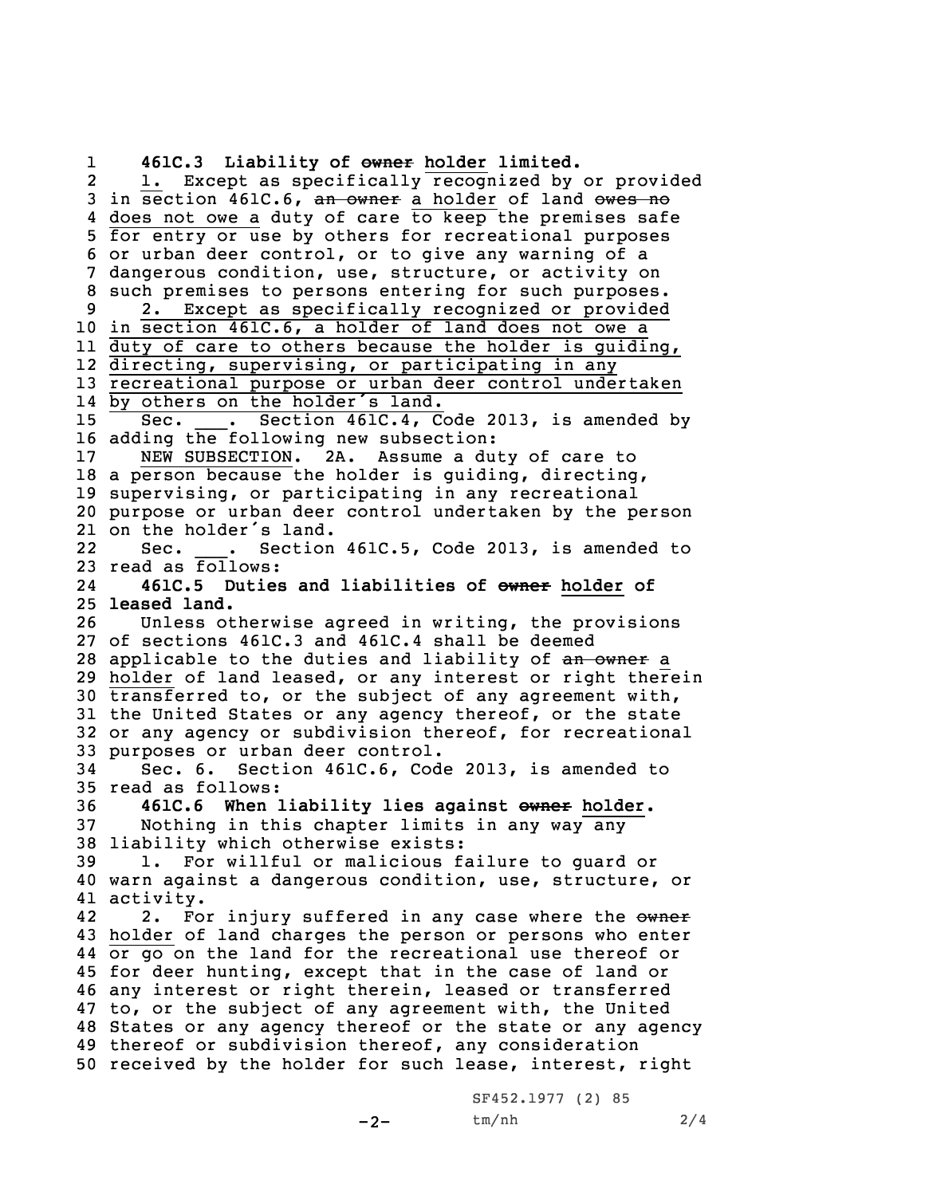**461C.3 Liability of ~~owner~~ holder limited.**

1. Except as specifically recognized by or provided in section 461C.6, ~~an owner~~ a holder of land ~~owes no~~ does not owe a duty of care to keep the premises safe for entry or use by others for recreational purposes or urban deer control, or to give any warning of a dangerous condition, use, structure, or activity on such premises to persons entering for such purposes.

2. Except as specifically recognized or provided in section 461C.6, a holder of land does not owe a duty of care to others because the holder is guiding, directing, supervising, or participating in any recreational purpose or urban deer control undertaken by others on the holder's land.

Sec. \_\_\_. Section 461C.4, Code 2013, is amended by adding the following new subsection:

NEW SUBSECTION. 2A. Assume a duty of care to a person because the holder is guiding, directing, supervising, or participating in any recreational purpose or urban deer control undertaken by the person on the holder's land.

Sec. \_\_\_. Section 461C.5, Code 2013, is amended to read as follows:

**461C.5 Duties and liabilities of ~~owner~~ holder of leased land.**

Unless otherwise agreed in writing, the provisions of sections 461C.3 and 461C.4 shall be deemed applicable to the duties and liability of ~~an owner~~ a holder of land leased, or any interest or right therein transferred to, or the subject of any agreement with, the United States or any agency thereof, or the state or any agency or subdivision thereof, for recreational purposes or urban deer control.

Sec. 6. Section 461C.6, Code 2013, is amended to read as follows:

**461C.6 When liability lies against ~~owner~~ holder.**

Nothing in this chapter limits in any way any liability which otherwise exists:

1. For willful or malicious failure to guard or warn against a dangerous condition, use, structure, or activity.

2. For injury suffered in any case where the ~~owner~~ holder of land charges the person or persons who enter or go on the land for the recreational use thereof or for deer hunting, except that in the case of land or any interest or right therein, leased or transferred to, or the subject of any agreement with, the United States or any agency thereof or the state or any agency thereof or subdivision thereof, any consideration received by the holder for such lease, interest, right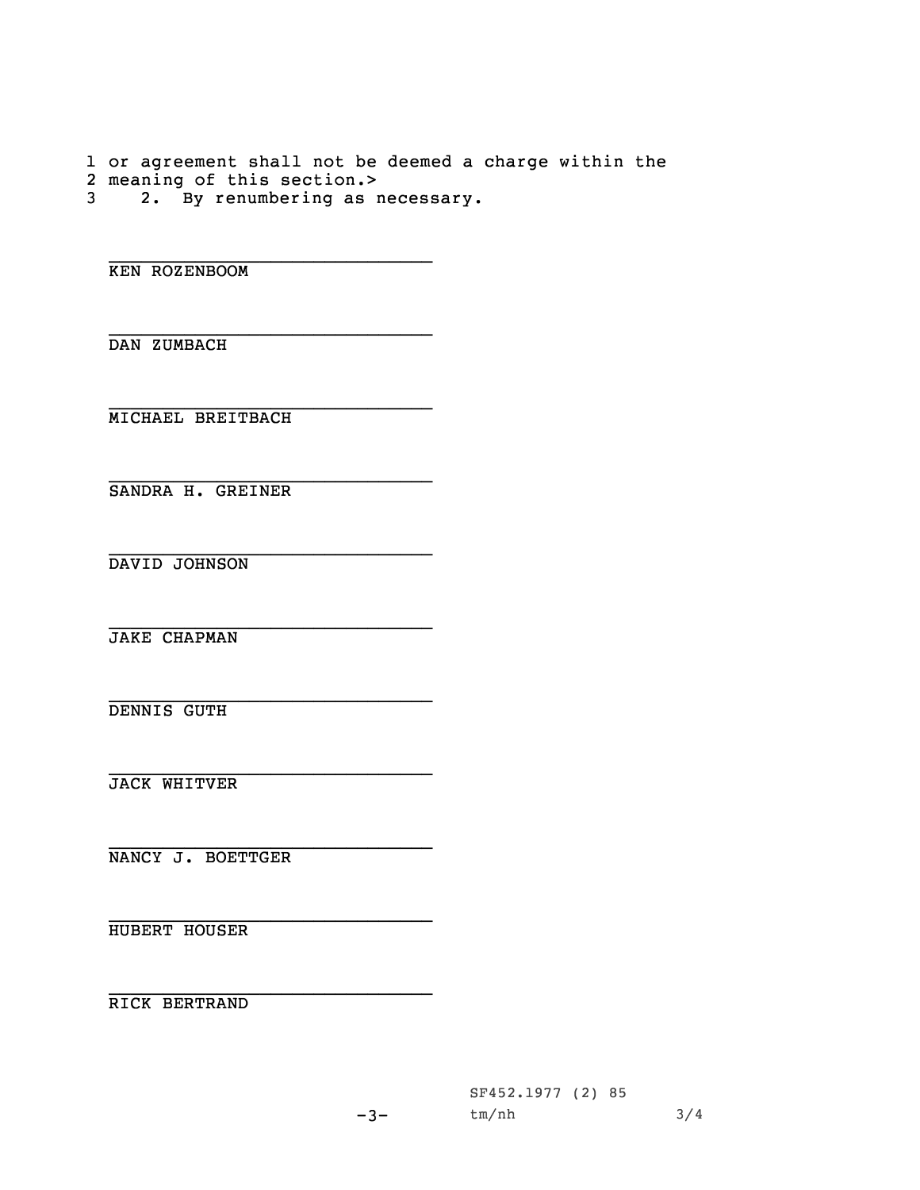1 or agreement shall not be deemed a charge within the
2 meaning of this section.>
3 2. By renumbering as necessary.

______________________________
KEN ROZENBOOM

______________________________
DAN ZUMBACH

______________________________
MICHAEL BREITBACH

______________________________
SANDRA H. GREINER

______________________________
DAVID JOHNSON

______________________________
JAKE CHAPMAN

______________________________
DENNIS GUTH

______________________________
JACK WHITVER

______________________________
NANCY J. BOETTGER

______________________________
HUBERT HOUSER

______________________________
RICK BERTRAND

SF452.1977 (2) 85
tm/nh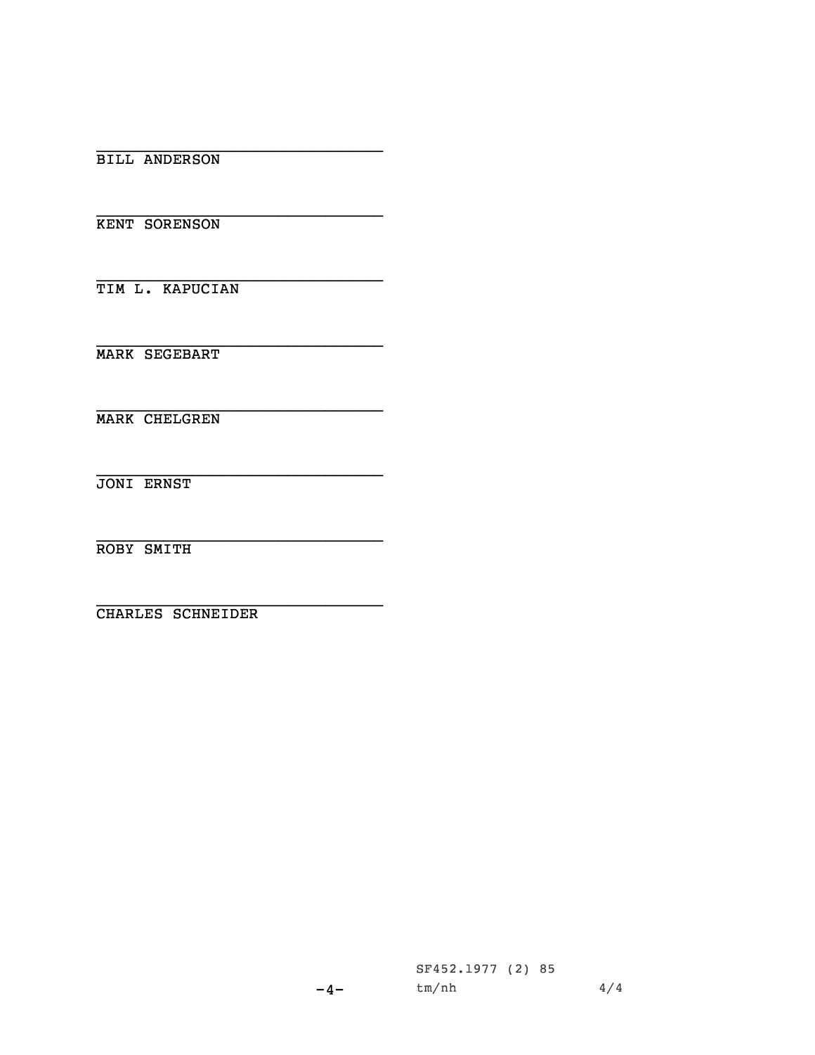\_\_\_\_\_\_\_\_\_\_\_\_\_\_\_\_\_\_\_\_\_\_\_\_\_\_\_\_\_\_

BILL ANDERSON

\_\_\_\_\_\_\_\_\_\_\_\_\_\_\_\_\_\_\_\_\_\_\_\_\_\_\_\_\_\_

KENT SORENSON

\_\_\_\_\_\_\_\_\_\_\_\_\_\_\_\_\_\_\_\_\_\_\_\_\_\_\_\_\_\_

TIM L. KAPUCIAN

\_\_\_\_\_\_\_\_\_\_\_\_\_\_\_\_\_\_\_\_\_\_\_\_\_\_\_\_\_\_

MARK SEGEBART

\_\_\_\_\_\_\_\_\_\_\_\_\_\_\_\_\_\_\_\_\_\_\_\_\_\_\_\_\_\_

MARK CHELGREN

\_\_\_\_\_\_\_\_\_\_\_\_\_\_\_\_\_\_\_\_\_\_\_\_\_\_\_\_\_\_

JONI ERNST

\_\_\_\_\_\_\_\_\_\_\_\_\_\_\_\_\_\_\_\_\_\_\_\_\_\_\_\_\_\_

ROBY SMITH

\_\_\_\_\_\_\_\_\_\_\_\_\_\_\_\_\_\_\_\_\_\_\_\_\_\_\_\_\_\_

CHARLES SCHNEIDER

SF452.1977 (2) 85
tm/nh